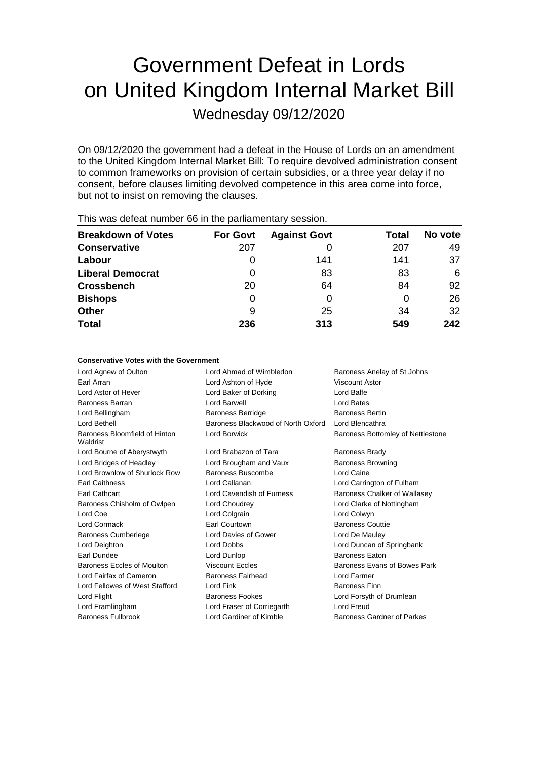# Government Defeat in Lords on United Kingdom Internal Market Bill

## Wednesday 09/12/2020

On 09/12/2020 the government had a defeat in the House of Lords on an amendment to the United Kingdom Internal Market Bill: To require devolved administration consent to common frameworks on provision of certain subsidies, or a three year delay if no consent, before clauses limiting devolved competence in this area come into force, but not to insist on removing the clauses.

This was defeat number 66 in the parliamentary session.

| Breakdown of Votes | For Govt | Against Govt | Total | No vote |
|---|---|---|---|---|
| **Conservative** | 207 | 0 | 207 | 49 |
| **Labour** | 0 | 141 | 141 | 37 |
| **Liberal Democrat** | 0 | 83 | 83 | 6 |
| **Crossbench** | 20 | 64 | 84 | 92 |
| **Bishops** | 0 | 0 | 0 | 26 |
| **Other** | 9 | 25 | 34 | 32 |
| **Total** | **236** | **313** | **549** | **242** |

#### Conservative Votes with the Government

| | | |
|---|---|---|
| Lord Agnew of Oulton | Lord Ahmad of Wimbledon | Baroness Anelay of St Johns |
| Earl Arran | Lord Ashton of Hyde | Viscount Astor |
| Lord Astor of Hever | Lord Baker of Dorking | Lord Balfe |
| Baroness Barran | Lord Barwell | Lord Bates |
| Lord Bellingham | Baroness Berridge | Baroness Bertin |
| Lord Bethell | Baroness Blackwood of North Oxford | Lord Blencathra |
| Baroness Bloomfield of Hinton Waldrist | Lord Borwick | Baroness Bottomley of Nettlestone |
| Lord Bourne of Aberystwyth | Lord Brabazon of Tara | Baroness Brady |
| Lord Bridges of Headley | Lord Brougham and Vaux | Baroness Browning |
| Lord Brownlow of Shurlock Row | Baroness Buscombe | Lord Caine |
| Earl Caithness | Lord Callanan | Lord Carrington of Fulham |
| Earl Cathcart | Lord Cavendish of Furness | Baroness Chalker of Wallasey |
| Baroness Chisholm of Owlpen | Lord Choudrey | Lord Clarke of Nottingham |
| Lord Coe | Lord Colgrain | Lord Colwyn |
| Lord Cormack | Earl Courtown | Baroness Couttie |
| Baroness Cumberlege | Lord Davies of Gower | Lord De Mauley |
| Lord Deighton | Lord Dobbs | Lord Duncan of Springbank |
| Earl Dundee | Lord Dunlop | Baroness Eaton |
| Baroness Eccles of Moulton | Viscount Eccles | Baroness Evans of Bowes Park |
| Lord Fairfax of Cameron | Baroness Fairhead | Lord Farmer |
| Lord Fellowes of West Stafford | Lord Fink | Baroness Finn |
| Lord Flight | Baroness Fookes | Lord Forsyth of Drumlean |
| Lord Framlingham | Lord Fraser of Corriegarth | Lord Freud |
| Baroness Fullbrook | Lord Gardiner of Kimble | Baroness Gardner of Parkes |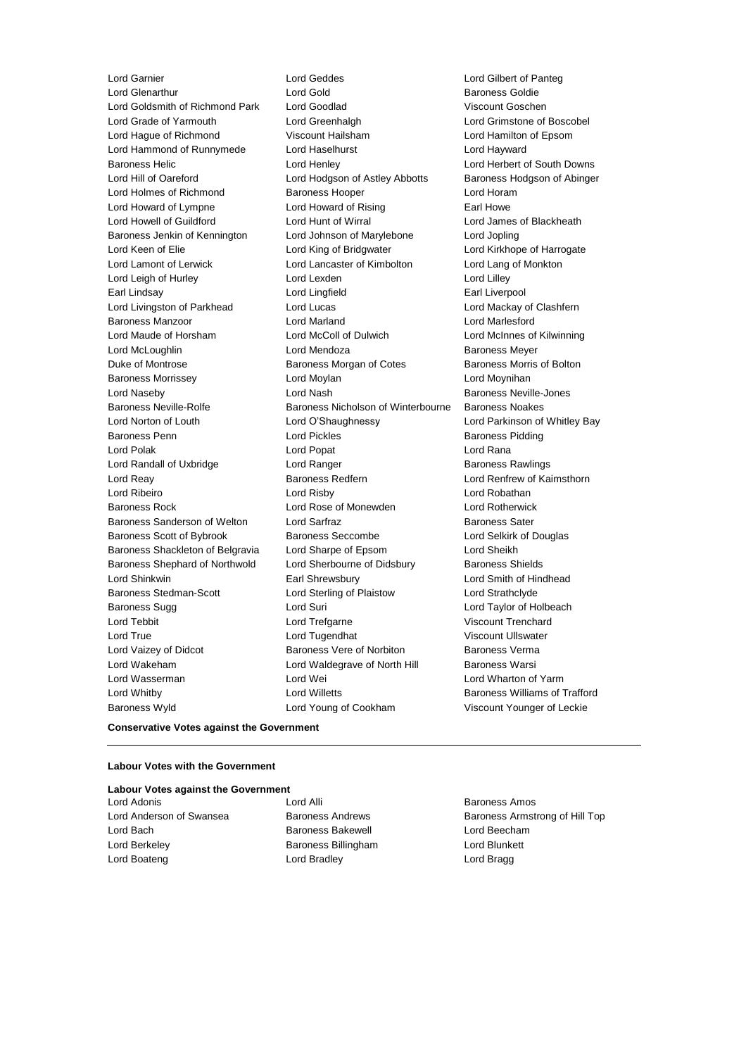Lord Garnier
Lord Geddes
Lord Gilbert of Panteg
Lord Glenarthur
Lord Gold
Baroness Goldie
Lord Goldsmith of Richmond Park
Lord Goodlad
Viscount Goschen
Lord Grade of Yarmouth
Lord Greenhalgh
Lord Grimstone of Boscobel
Lord Hague of Richmond
Viscount Hailsham
Lord Hamilton of Epsom
Lord Hammond of Runnymede
Lord Haselhurst
Lord Hayward
Baroness Helic
Lord Henley
Lord Herbert of South Downs
Lord Hill of Oareford
Lord Hodgson of Astley Abbotts
Baroness Hodgson of Abinger
Lord Holmes of Richmond
Baroness Hooper
Lord Horam
Lord Howard of Lympne
Lord Howard of Rising
Earl Howe
Lord Howell of Guildford
Lord Hunt of Wirral
Lord James of Blackheath
Baroness Jenkin of Kennington
Lord Johnson of Marylebone
Lord Jopling
Lord Keen of Elie
Lord King of Bridgwater
Lord Kirkhope of Harrogate
Lord Lamont of Lerwick
Lord Lancaster of Kimbolton
Lord Lang of Monkton
Lord Leigh of Hurley
Lord Lexden
Lord Lilley
Earl Lindsay
Lord Lingfield
Earl Liverpool
Lord Livingston of Parkhead
Lord Lucas
Lord Mackay of Clashfern
Baroness Manzoor
Lord Marland
Lord Marlesford
Lord Maude of Horsham
Lord McColl of Dulwich
Lord McInnes of Kilwinning
Lord McLoughlin
Lord Mendoza
Baroness Meyer
Duke of Montrose
Baroness Morgan of Cotes
Baroness Morris of Bolton
Baroness Morrissey
Lord Moylan
Lord Moynihan
Lord Naseby
Lord Nash
Baroness Neville-Jones
Baroness Neville-Rolfe
Baroness Nicholson of Winterbourne
Baroness Noakes
Lord Norton of Louth
Lord O'Shaughnessy
Lord Parkinson of Whitley Bay
Baroness Penn
Lord Pickles
Baroness Pidding
Lord Polak
Lord Popat
Lord Rana
Lord Randall of Uxbridge
Lord Ranger
Baroness Rawlings
Lord Reay
Baroness Redfern
Lord Renfrew of Kaimsthorn
Lord Ribeiro
Lord Risby
Lord Robathan
Baroness Rock
Lord Rose of Monewden
Lord Rotherwick
Baroness Sanderson of Welton
Lord Sarfraz
Baroness Sater
Baroness Scott of Bybrook
Baroness Seccombe
Lord Selkirk of Douglas
Baroness Shackleton of Belgravia
Lord Sharpe of Epsom
Lord Sheikh
Baroness Shephard of Northwold
Lord Sherbourne of Didsbury
Baroness Shields
Lord Shinkwin
Earl Shrewsbury
Lord Smith of Hindhead
Baroness Stedman-Scott
Lord Sterling of Plaistow
Lord Strathclyde
Baroness Sugg
Lord Suri
Lord Taylor of Holbeach
Lord Tebbit
Lord Trefgarne
Viscount Trenchard
Lord True
Lord Tugendhat
Viscount Ullswater
Lord Vaizey of Didcot
Baroness Vere of Norbiton
Baroness Verma
Lord Wakeham
Lord Waldegrave of North Hill
Baroness Warsi
Lord Wasserman
Lord Wei
Lord Wharton of Yarm
Lord Whitby
Lord Willetts
Baroness Williams of Trafford
Baroness Wyld
Lord Young of Cookham
Viscount Younger of Leckie

**Conservative Votes against the Government**

---

**Labour Votes with the Government**

**Labour Votes against the Government**

Lord Adonis
Lord Alli
Baroness Amos
Lord Anderson of Swansea
Baroness Andrews
Baroness Armstrong of Hill Top
Lord Bach
Baroness Bakewell
Lord Beecham
Lord Berkeley
Baroness Billingham
Lord Blunkett
Lord Boateng
Lord Bradley
Lord Bragg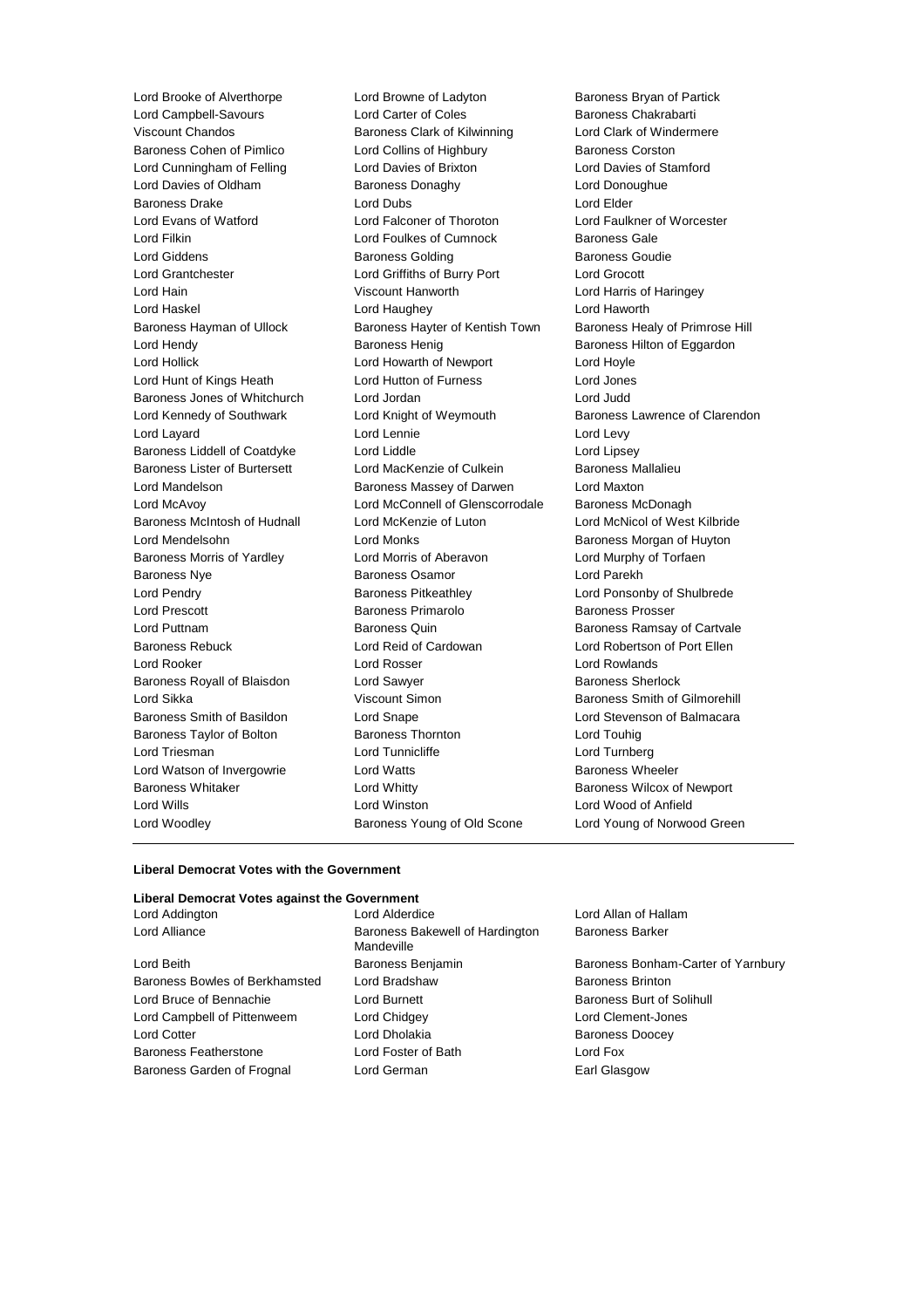Lord Brooke of Alverthorpe
Lord Browne of Ladyton
Baroness Bryan of Partick
Lord Campbell-Savours
Lord Carter of Coles
Baroness Chakrabarti
Viscount Chandos
Baroness Clark of Kilwinning
Lord Clark of Windermere
Baroness Cohen of Pimlico
Lord Collins of Highbury
Baroness Corston
Lord Cunningham of Felling
Lord Davies of Brixton
Lord Davies of Stamford
Lord Davies of Oldham
Baroness Donaghy
Lord Donoughue
Baroness Drake
Lord Dubs
Lord Elder
Lord Evans of Watford
Lord Falconer of Thoroton
Lord Faulkner of Worcester
Lord Filkin
Lord Foulkes of Cumnock
Baroness Gale
Lord Giddens
Baroness Golding
Baroness Goudie
Lord Grantchester
Lord Griffiths of Burry Port
Lord Grocott
Lord Hain
Viscount Hanworth
Lord Harris of Haringey
Lord Haskel
Lord Haughey
Lord Haworth
Baroness Hayman of Ullock
Baroness Hayter of Kentish Town
Baroness Healy of Primrose Hill
Lord Hendy
Baroness Henig
Baroness Hilton of Eggardon
Lord Hollick
Lord Howarth of Newport
Lord Hoyle
Lord Hunt of Kings Heath
Lord Hutton of Furness
Lord Jones
Baroness Jones of Whitchurch
Lord Jordan
Lord Judd
Lord Kennedy of Southwark
Lord Knight of Weymouth
Baroness Lawrence of Clarendon
Lord Layard
Lord Lennie
Lord Levy
Baroness Liddell of Coatdyke
Lord Liddle
Lord Lipsey
Baroness Lister of Burtersett
Lord MacKenzie of Culkein
Baroness Mallalieu
Lord Mandelson
Baroness Massey of Darwen
Lord Maxton
Lord McAvoy
Lord McConnell of Glenscorrodale
Baroness McDonagh
Baroness McIntosh of Hudnall
Lord McKenzie of Luton
Lord McNicol of West Kilbride
Lord Mendelsohn
Lord Monks
Baroness Morgan of Huyton
Baroness Morris of Yardley
Lord Morris of Aberavon
Lord Murphy of Torfaen
Baroness Nye
Baroness Osamor
Lord Parekh
Lord Pendry
Baroness Pitkeathley
Lord Ponsonby of Shulbrede
Lord Prescott
Baroness Primarolo
Baroness Prosser
Lord Puttnam
Baroness Quin
Baroness Ramsay of Cartvale
Baroness Rebuck
Lord Reid of Cardowan
Lord Robertson of Port Ellen
Lord Rooker
Lord Rosser
Lord Rowlands
Baroness Royall of Blaisdon
Lord Sawyer
Baroness Sherlock
Lord Sikka
Viscount Simon
Baroness Smith of Gilmorehill
Baroness Smith of Basildon
Lord Snape
Lord Stevenson of Balmacara
Baroness Taylor of Bolton
Baroness Thornton
Lord Touhig
Lord Triesman
Lord Tunnicliffe
Lord Turnberg
Lord Watson of Invergowrie
Lord Watts
Baroness Wheeler
Baroness Whitaker
Lord Whitty
Baroness Wilcox of Newport
Lord Wills
Lord Winston
Lord Wood of Anfield
Lord Woodley
Baroness Young of Old Scone
Lord Young of Norwood Green

---

**Liberal Democrat Votes with the Government**

**Liberal Democrat Votes against the Government**

Lord Addington
Lord Alderdice
Lord Allan of Hallam
Lord Alliance
Baroness Bakewell of Hardington Mandeville
Baroness Barker
Lord Beith
Baroness Benjamin
Baroness Bonham-Carter of Yarnbury
Baroness Bowles of Berkhamsted
Lord Bradshaw
Baroness Brinton
Lord Bruce of Bennachie
Lord Burnett
Baroness Burt of Solihull
Lord Campbell of Pittenweem
Lord Chidgey
Lord Clement-Jones
Lord Cotter
Lord Dholakia
Baroness Doocey
Baroness Featherstone
Lord Foster of Bath
Lord Fox
Baroness Garden of Frognal
Lord German
Earl Glasgow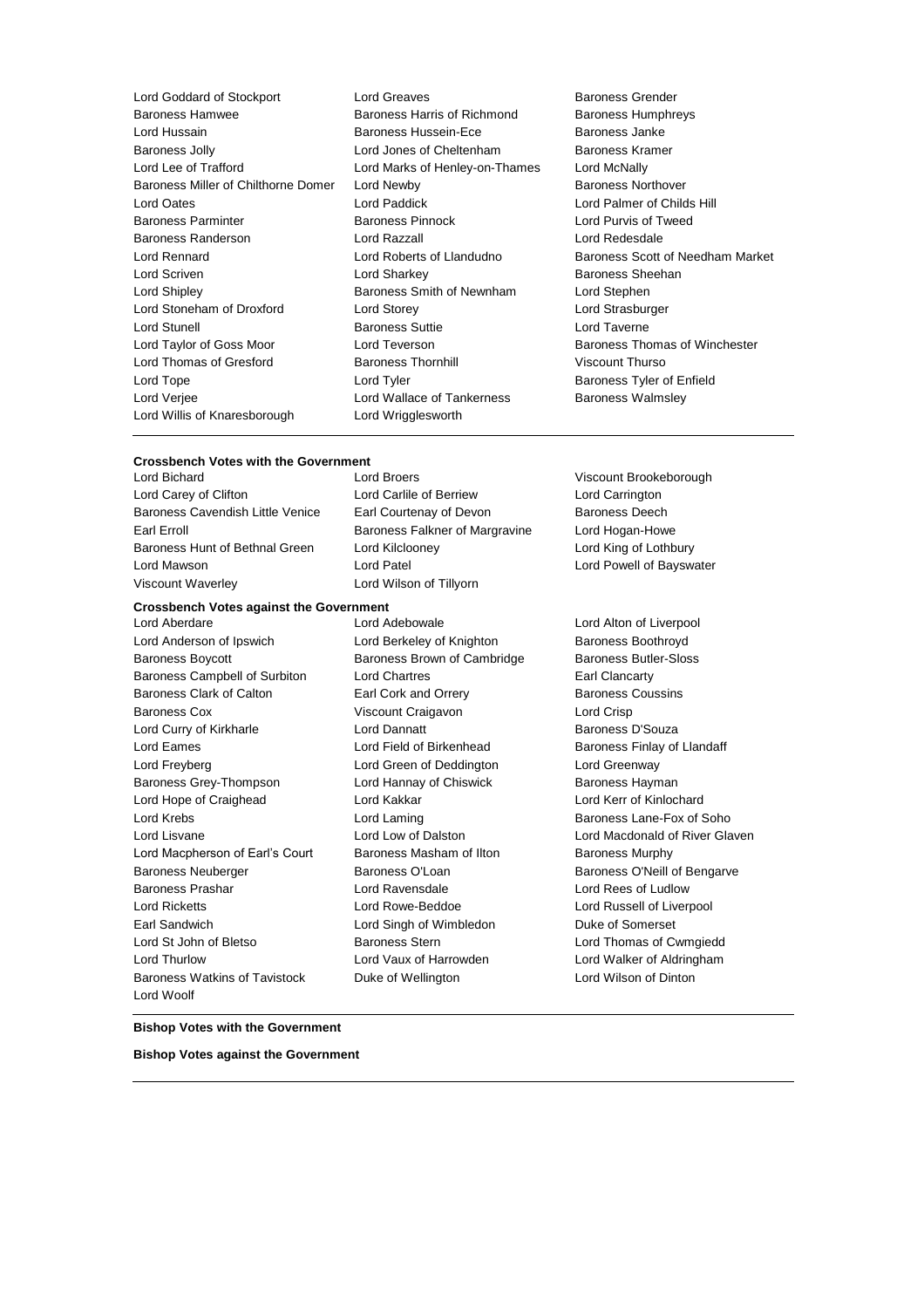Lord Goddard of Stockport
Lord Greaves
Baroness Grender
Baroness Hamwee
Baroness Harris of Richmond
Baroness Humphreys
Lord Hussain
Baroness Hussein-Ece
Baroness Janke
Baroness Jolly
Lord Jones of Cheltenham
Baroness Kramer
Lord Lee of Trafford
Lord Marks of Henley-on-Thames
Lord McNally
Baroness Miller of Chilthorne Domer
Lord Newby
Baroness Northover
Lord Oates
Lord Paddick
Lord Palmer of Childs Hill
Baroness Parminter
Baroness Pinnock
Lord Purvis of Tweed
Baroness Randerson
Lord Razzall
Lord Redesdale
Lord Rennard
Lord Roberts of Llandudno
Baroness Scott of Needham Market
Lord Scriven
Lord Sharkey
Baroness Sheehan
Lord Shipley
Baroness Smith of Newnham
Lord Stephen
Lord Stoneham of Droxford
Lord Storey
Lord Strasburger
Lord Stunell
Baroness Suttie
Lord Taverne
Lord Taylor of Goss Moor
Lord Teverson
Baroness Thomas of Winchester
Lord Thomas of Gresford
Baroness Thornhill
Viscount Thurso
Lord Tope
Lord Tyler
Baroness Tyler of Enfield
Lord Verjee
Lord Wallace of Tankerness
Baroness Walmsley
Lord Willis of Knaresborough
Lord Wrigglesworth

---

**Crossbench Votes with the Government**

Lord Bichard
Lord Broers
Viscount Brookeborough
Lord Carey of Clifton
Lord Carlile of Berriew
Lord Carrington
Baroness Cavendish Little Venice
Earl Courtenay of Devon
Baroness Deech
Earl Erroll
Baroness Falkner of Margravine
Lord Hogan-Howe
Baroness Hunt of Bethnal Green
Lord Kilclooney
Lord King of Lothbury
Lord Mawson
Lord Patel
Lord Powell of Bayswater
Viscount Waverley
Lord Wilson of Tillyorn

**Crossbench Votes against the Government**

Lord Aberdare
Lord Adebowale
Lord Alton of Liverpool
Lord Anderson of Ipswich
Lord Berkeley of Knighton
Baroness Boothroyd
Baroness Boycott
Baroness Brown of Cambridge
Baroness Butler-Sloss
Baroness Campbell of Surbiton
Lord Chartres
Earl Clancarty
Baroness Clark of Calton
Earl Cork and Orrery
Baroness Coussins
Baroness Cox
Viscount Craigavon
Lord Crisp
Lord Curry of Kirkharle
Lord Dannatt
Baroness D'Souza
Lord Eames
Lord Field of Birkenhead
Baroness Finlay of Llandaff
Lord Freyberg
Lord Green of Deddington
Lord Greenway
Baroness Grey-Thompson
Lord Hannay of Chiswick
Baroness Hayman
Lord Hope of Craighead
Lord Kakkar
Lord Kerr of Kinlochard
Lord Krebs
Lord Laming
Baroness Lane-Fox of Soho
Lord Lisvane
Lord Low of Dalston
Lord Macdonald of River Glaven
Lord Macpherson of Earl's Court
Baroness Masham of Ilton
Baroness Murphy
Baroness Neuberger
Baroness O'Loan
Baroness O'Neill of Bengarve
Baroness Prashar
Lord Ravensdale
Lord Rees of Ludlow
Lord Ricketts
Lord Rowe-Beddoe
Lord Russell of Liverpool
Earl Sandwich
Lord Singh of Wimbledon
Duke of Somerset
Lord St John of Bletso
Baroness Stern
Lord Thomas of Cwmgiedd
Lord Thurlow
Lord Vaux of Harrowden
Lord Walker of Aldringham
Baroness Watkins of Tavistock
Duke of Wellington
Lord Wilson of Dinton
Lord Woolf

---

**Bishop Votes with the Government**

**Bishop Votes against the Government**

---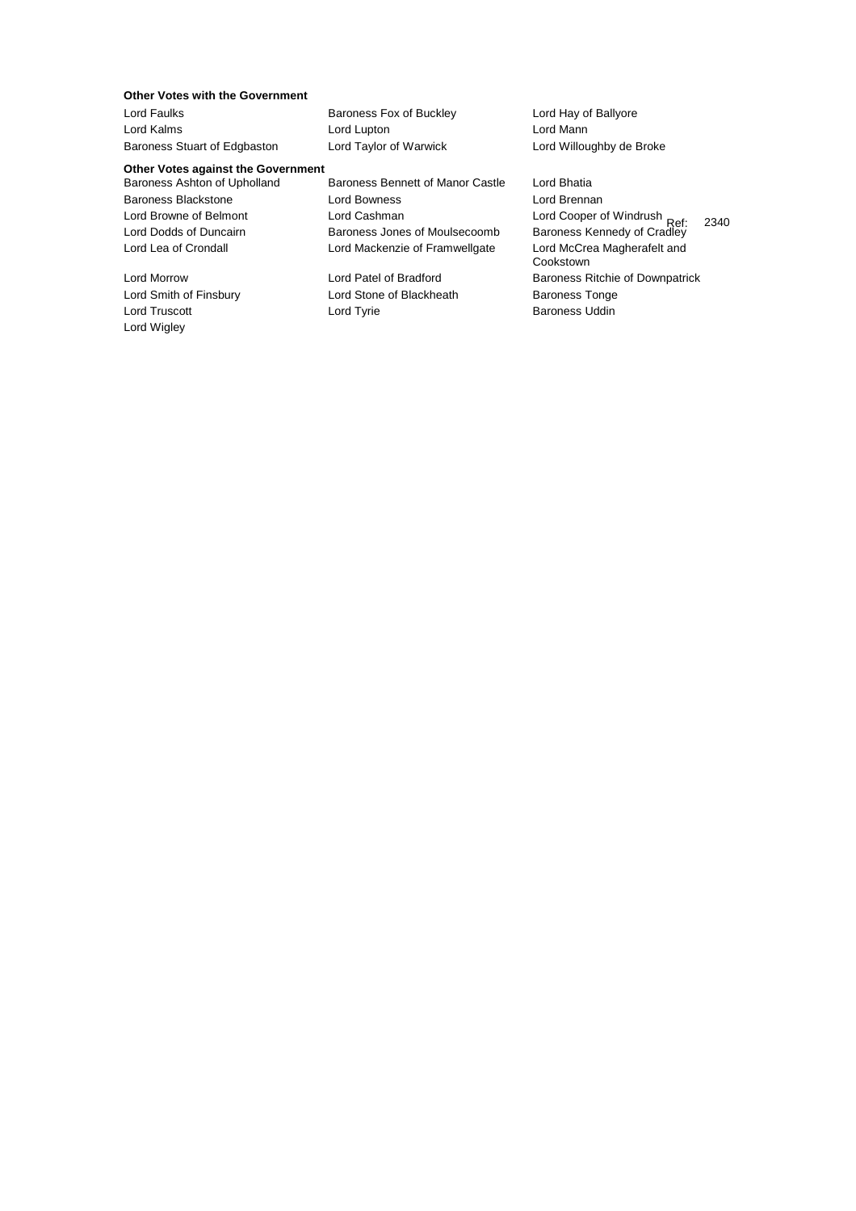**Other Votes with the Government**

| | | |
|---|---|---|
| Lord Faulks | Baroness Fox of Buckley | Lord Hay of Ballyore |
| Lord Kalms | Lord Lupton | Lord Mann |
| Baroness Stuart of Edgbaston | Lord Taylor of Warwick | Lord Willoughby de Broke |

**Other Votes against the Government**

| | | |
|---|---|---|
| Baroness Ashton of Upholland | Baroness Bennett of Manor Castle | Lord Bhatia |
| Baroness Blackstone | Lord Bowness | Lord Brennan |
| Lord Browne of Belmont | Lord Cashman | Lord Cooper of Windrush |
| Lord Dodds of Duncairn | Baroness Jones of Moulsecoomb | Baroness Kennedy of Cradley |
| Lord Lea of Crondall | Lord Mackenzie of Framwellgate | Lord McCrea Magherafelt and Cookstown |
| Lord Morrow | Lord Patel of Bradford | Baroness Ritchie of Downpatrick |
| Lord Smith of Finsbury | Lord Stone of Blackheath | Baroness Tonge |
| Lord Truscott | Lord Tyrie | Baroness Uddin |
| Lord Wigley | | |

Ref: 2340